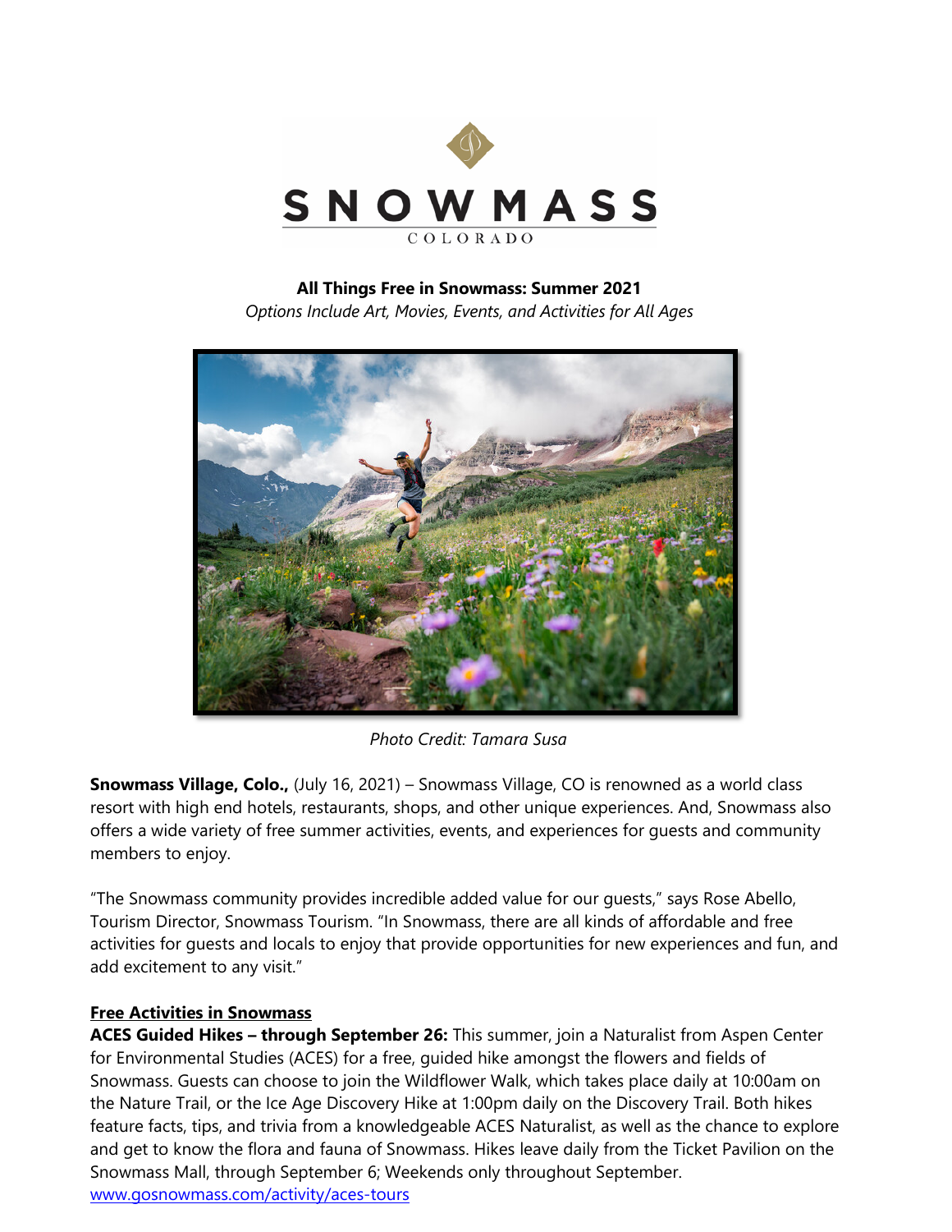**All Things Free in Snowmass: Summer 2021**

*Options Include Art, Movies, Events, and Activities for All Ages*

*Photo Credit: Tamara Susa*

**Snowmass Village, Colo.,** (July 16, 2021) – Snowmass Village, CO is renowned as a world class resort with high end hotels, restaurants, shops, and other unique experiences. And, Snowmass also offers a wide variety of free summer activities, events, and experiences for guests and community members to enjoy.

"The Snowmass community provides incredible added value for our guests," says Rose Abello, Tourism Director, Snowmass Tourism. "In Snowmass, there are all kinds of affordable and free activities for guests and locals to enjoy that provide opportunities for new experiences and fun, and add excitement to any visit."

**Free Activities in Snowmass**

**ACES Guided Hikes – through September 26:** This summer, join a Naturalist from Aspen Center for Environmental Studies (ACES) for a free, guided hike amongst the flowers and fields of Snowmass. Guests can choose to join the Wildflower Walk, which takes place daily at 10:00am on the Nature Trail, or the Ice Age Discovery Hike at 1:00pm daily on the Discovery Trail. Both hikes feature facts, tips, and trivia from a knowledgeable ACES Naturalist, as well as the chance to explore and get to know the flora and fauna of Snowmass. Hikes leave daily from the Ticket Pavilion on the Snowmass Mall, through September 6; Weekends only throughout September.
www.gosnowmass.com/activity/aces-tours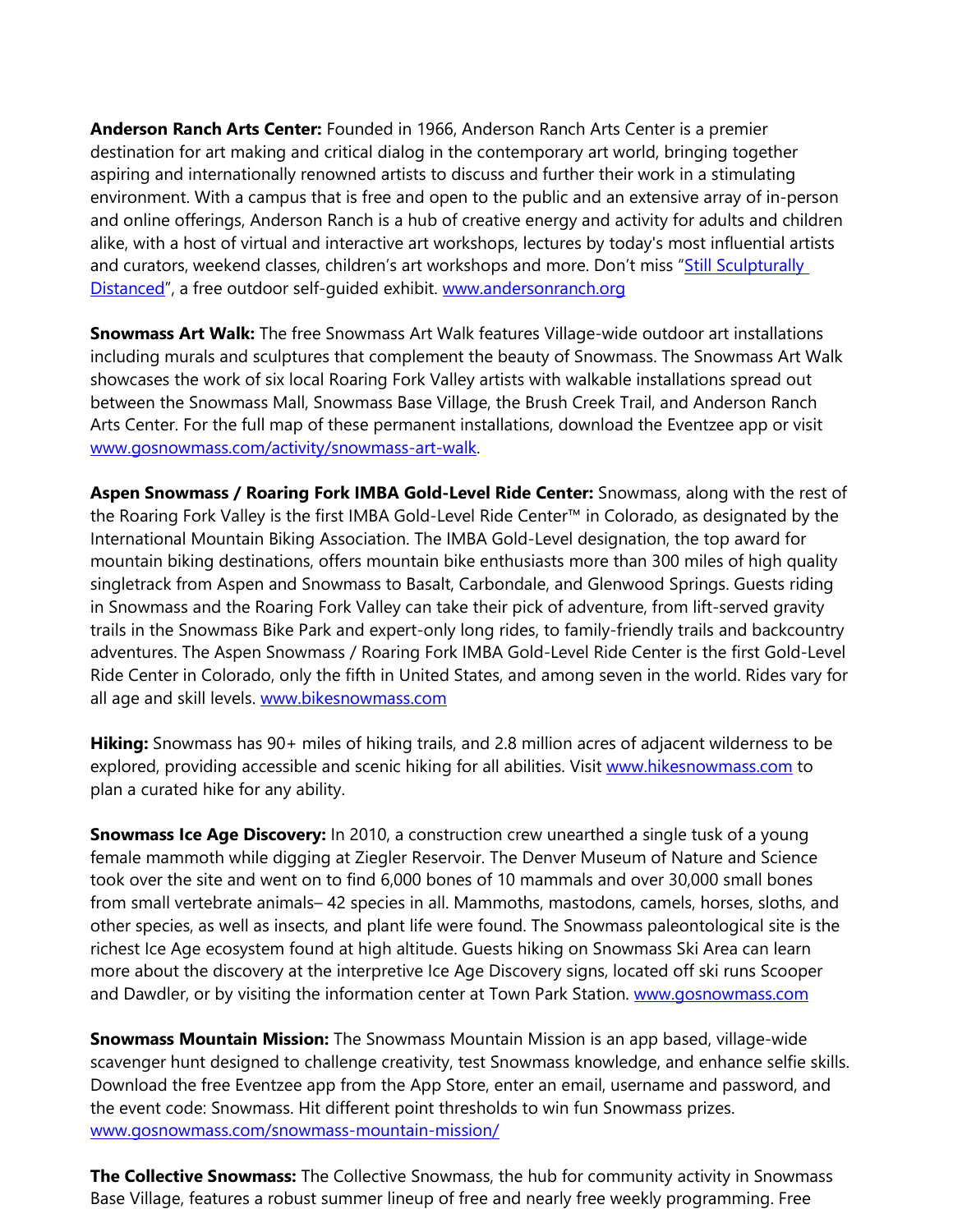**Anderson Ranch Arts Center:** Founded in 1966, Anderson Ranch Arts Center is a premier destination for art making and critical dialog in the contemporary art world, bringing together aspiring and internationally renowned artists to discuss and further their work in a stimulating environment. With a campus that is free and open to the public and an extensive array of in-person and online offerings, Anderson Ranch is a hub of creative energy and activity for adults and children alike, with a host of virtual and interactive art workshops, lectures by today's most influential artists and curators, weekend classes, children's art workshops and more. Don't miss "Still Sculpturally Distanced", a free outdoor self-guided exhibit. www.andersonranch.org

**Snowmass Art Walk:** The free Snowmass Art Walk features Village-wide outdoor art installations including murals and sculptures that complement the beauty of Snowmass. The Snowmass Art Walk showcases the work of six local Roaring Fork Valley artists with walkable installations spread out between the Snowmass Mall, Snowmass Base Village, the Brush Creek Trail, and Anderson Ranch Arts Center. For the full map of these permanent installations, download the Eventzee app or visit www.gosnowmass.com/activity/snowmass-art-walk.

**Aspen Snowmass / Roaring Fork IMBA Gold-Level Ride Center:** Snowmass, along with the rest of the Roaring Fork Valley is the first IMBA Gold-Level Ride Center™ in Colorado, as designated by the International Mountain Biking Association. The IMBA Gold-Level designation, the top award for mountain biking destinations, offers mountain bike enthusiasts more than 300 miles of high quality singletrack from Aspen and Snowmass to Basalt, Carbondale, and Glenwood Springs. Guests riding in Snowmass and the Roaring Fork Valley can take their pick of adventure, from lift-served gravity trails in the Snowmass Bike Park and expert-only long rides, to family-friendly trails and backcountry adventures. The Aspen Snowmass / Roaring Fork IMBA Gold-Level Ride Center is the first Gold-Level Ride Center in Colorado, only the fifth in United States, and among seven in the world. Rides vary for all age and skill levels. www.bikesnowmass.com

**Hiking:** Snowmass has 90+ miles of hiking trails, and 2.8 million acres of adjacent wilderness to be explored, providing accessible and scenic hiking for all abilities. Visit www.hikesnowmass.com to plan a curated hike for any ability.

**Snowmass Ice Age Discovery:** In 2010, a construction crew unearthed a single tusk of a young female mammoth while digging at Ziegler Reservoir. The Denver Museum of Nature and Science took over the site and went on to find 6,000 bones of 10 mammals and over 30,000 small bones from small vertebrate animals– 42 species in all. Mammoths, mastodons, camels, horses, sloths, and other species, as well as insects, and plant life were found. The Snowmass paleontological site is the richest Ice Age ecosystem found at high altitude. Guests hiking on Snowmass Ski Area can learn more about the discovery at the interpretive Ice Age Discovery signs, located off ski runs Scooper and Dawdler, or by visiting the information center at Town Park Station. www.gosnowmass.com

**Snowmass Mountain Mission:** The Snowmass Mountain Mission is an app based, village-wide scavenger hunt designed to challenge creativity, test Snowmass knowledge, and enhance selfie skills. Download the free Eventzee app from the App Store, enter an email, username and password, and the event code: Snowmass. Hit different point thresholds to win fun Snowmass prizes. www.gosnowmass.com/snowmass-mountain-mission/

**The Collective Snowmass:** The Collective Snowmass, the hub for community activity in Snowmass Base Village, features a robust summer lineup of free and nearly free weekly programming. Free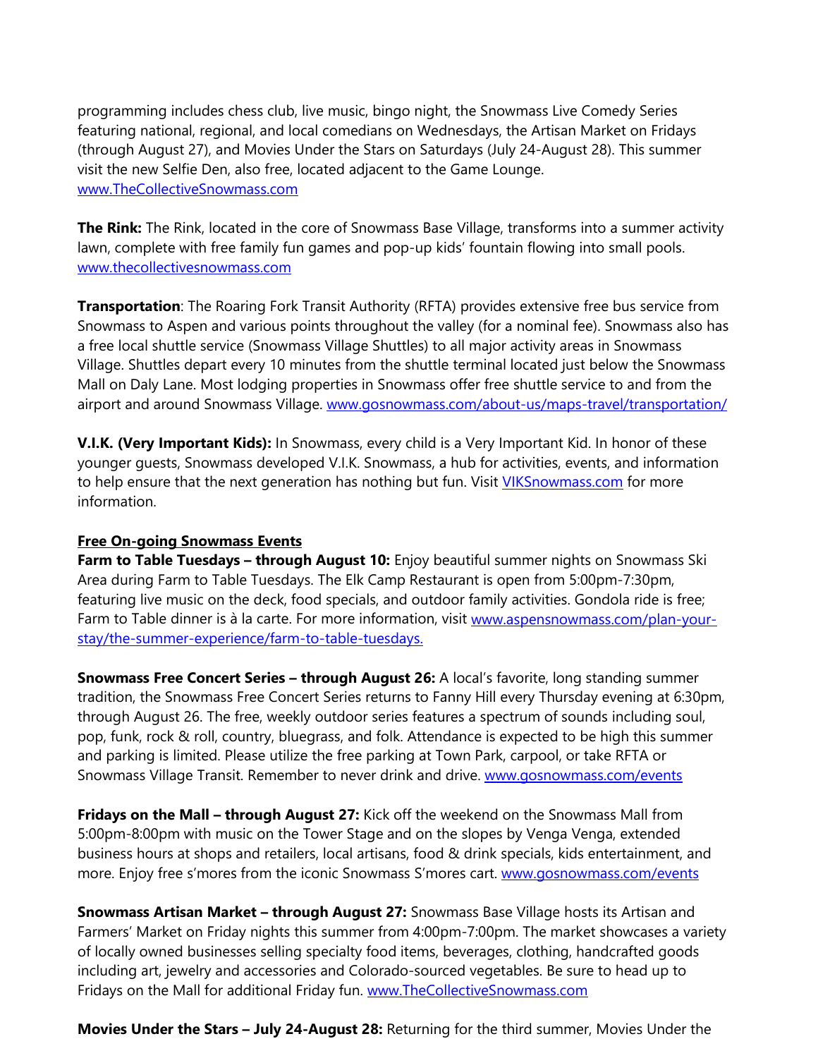programming includes chess club, live music, bingo night, the Snowmass Live Comedy Series featuring national, regional, and local comedians on Wednesdays, the Artisan Market on Fridays (through August 27), and Movies Under the Stars on Saturdays (July 24-August 28). This summer visit the new Selfie Den, also free, located adjacent to the Game Lounge. [www.TheCollectiveSnowmass.com](www.TheCollectiveSnowmass.com)

**The Rink:** The Rink, located in the core of Snowmass Base Village, transforms into a summer activity lawn, complete with free family fun games and pop-up kids' fountain flowing into small pools. [www.thecollectivesnowmass.com](www.thecollectivesnowmass.com)

**Transportation**: The Roaring Fork Transit Authority (RFTA) provides extensive free bus service from Snowmass to Aspen and various points throughout the valley (for a nominal fee). Snowmass also has a free local shuttle service (Snowmass Village Shuttles) to all major activity areas in Snowmass Village. Shuttles depart every 10 minutes from the shuttle terminal located just below the Snowmass Mall on Daly Lane. Most lodging properties in Snowmass offer free shuttle service to and from the airport and around Snowmass Village. [www.gosnowmass.com/about-us/maps-travel/transportation/](www.gosnowmass.com/about-us/maps-travel/transportation/)

**V.I.K. (Very Important Kids):** In Snowmass, every child is a Very Important Kid. In honor of these younger guests, Snowmass developed V.I.K. Snowmass, a hub for activities, events, and information to help ensure that the next generation has nothing but fun. Visit [VIKSnowmass.com](VIKSnowmass.com) for more information.

**Free On-going Snowmass Events**

**Farm to Table Tuesdays – through August 10:** Enjoy beautiful summer nights on Snowmass Ski Area during Farm to Table Tuesdays. The Elk Camp Restaurant is open from 5:00pm-7:30pm, featuring live music on the deck, food specials, and outdoor family activities. Gondola ride is free; Farm to Table dinner is à la carte. For more information, visit [www.aspensnowmass.com/plan-your-stay/the-summer-experience/farm-to-table-tuesdays.](www.aspensnowmass.com/plan-your-stay/the-summer-experience/farm-to-table-tuesdays)

**Snowmass Free Concert Series – through August 26:** A local's favorite, long standing summer tradition, the Snowmass Free Concert Series returns to Fanny Hill every Thursday evening at 6:30pm, through August 26. The free, weekly outdoor series features a spectrum of sounds including soul, pop, funk, rock & roll, country, bluegrass, and folk. Attendance is expected to be high this summer and parking is limited. Please utilize the free parking at Town Park, carpool, or take RFTA or Snowmass Village Transit. Remember to never drink and drive. [www.gosnowmass.com/events](www.gosnowmass.com/events)

**Fridays on the Mall – through August 27:** Kick off the weekend on the Snowmass Mall from 5:00pm-8:00pm with music on the Tower Stage and on the slopes by Venga Venga, extended business hours at shops and retailers, local artisans, food & drink specials, kids entertainment, and more. Enjoy free s'mores from the iconic Snowmass S'mores cart. [www.gosnowmass.com/events](www.gosnowmass.com/events)

**Snowmass Artisan Market – through August 27:** Snowmass Base Village hosts its Artisan and Farmers' Market on Friday nights this summer from 4:00pm-7:00pm. The market showcases a variety of locally owned businesses selling specialty food items, beverages, clothing, handcrafted goods including art, jewelry and accessories and Colorado-sourced vegetables. Be sure to head up to Fridays on the Mall for additional Friday fun. [www.TheCollectiveSnowmass.com](www.TheCollectiveSnowmass.com)

**Movies Under the Stars – July 24-August 28:** Returning for the third summer, Movies Under the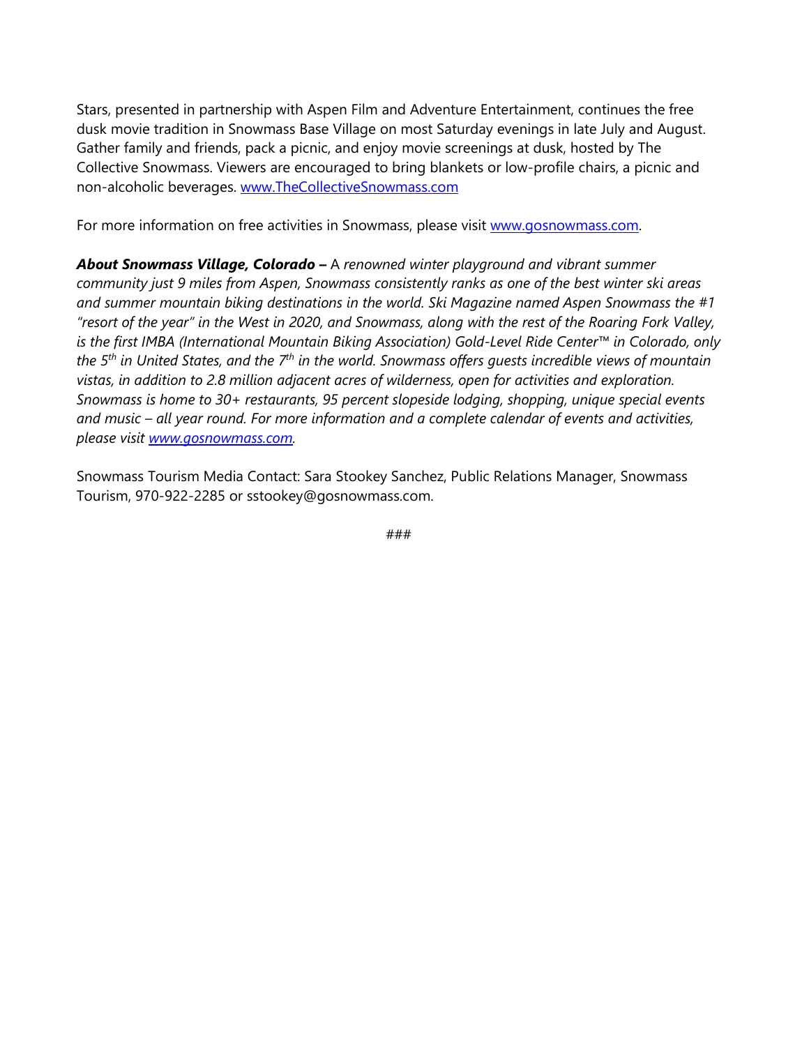Stars, presented in partnership with Aspen Film and Adventure Entertainment, continues the free dusk movie tradition in Snowmass Base Village on most Saturday evenings in late July and August. Gather family and friends, pack a picnic, and enjoy movie screenings at dusk, hosted by The Collective Snowmass. Viewers are encouraged to bring blankets or low-profile chairs, a picnic and non-alcoholic beverages. [www.TheCollectiveSnowmass.com](http://www.TheCollectiveSnowmass.com)

For more information on free activities in Snowmass, please visit [www.gosnowmass.com](http://www.gosnowmass.com).

***About Snowmass Village, Colorado –*** *A renowned winter playground and vibrant summer community just 9 miles from Aspen, Snowmass consistently ranks as one of the best winter ski areas and summer mountain biking destinations in the world. Ski Magazine named Aspen Snowmass the #1 "resort of the year" in the West in 2020, and Snowmass, along with the rest of the Roaring Fork Valley, is the first IMBA (International Mountain Biking Association) Gold-Level Ride Center™ in Colorado, only the 5th in United States, and the 7th in the world. Snowmass offers guests incredible views of mountain vistas, in addition to 2.8 million adjacent acres of wilderness, open for activities and exploration. Snowmass is home to 30+ restaurants, 95 percent slopeside lodging, shopping, unique special events and music – all year round. For more information and a complete calendar of events and activities, please visit [www.gosnowmass.com](http://www.gosnowmass.com).*

Snowmass Tourism Media Contact: Sara Stookey Sanchez, Public Relations Manager, Snowmass Tourism, 970-922-2285 or sstookey@gosnowmass.com.

###